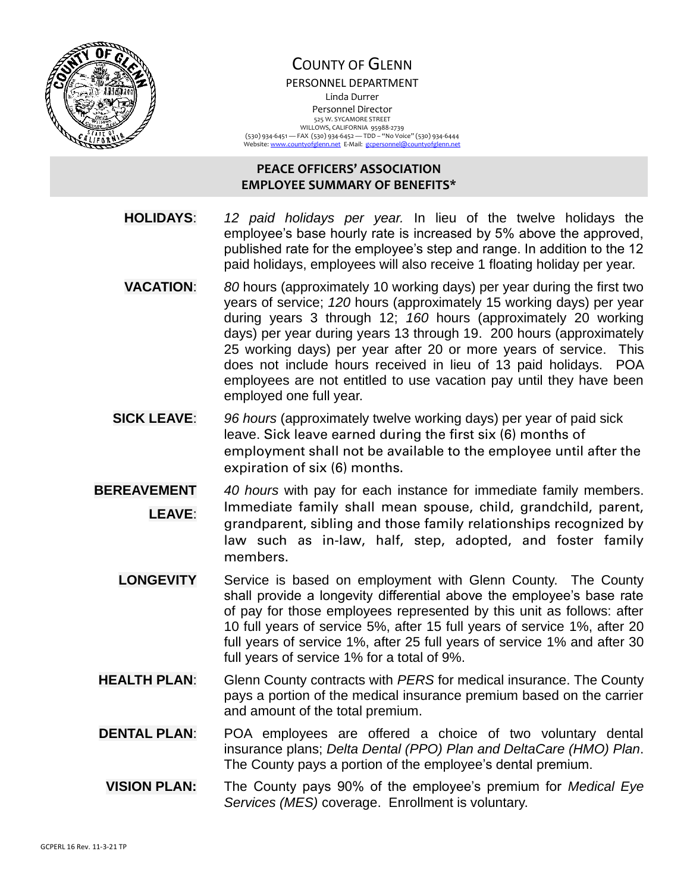# COUNTY OF GLENN

PERSONNEL DEPARTMENT

Linda Durrer

Personnel Director

525 W. SYCAMORE STREET

WILLOWS, CALIFORNIA 95988-2739

(530) 934-6451 — FAX (530) 934-6452 — TDD – "No Voice" (530) 934-6444

Website: www.countyofglenn.net E-Mail: gcpersonnel@countyofglenn.net

## PEACE OFFICERS' ASSOCIATION EMPLOYEE SUMMARY OF BENEFITS*

**HOLIDAYS**: *12 paid holidays per year.* In lieu of the twelve holidays the employee's base hourly rate is increased by 5% above the approved, published rate for the employee's step and range. In addition to the 12 paid holidays, employees will also receive 1 floating holiday per year.

**VACATION**: *80* hours (approximately 10 working days) per year during the first two years of service; *120* hours (approximately 15 working days) per year during years 3 through 12; *160* hours (approximately 20 working days) per year during years 13 through 19. 200 hours (approximately 25 working days) per year after 20 or more years of service. This does not include hours received in lieu of 13 paid holidays. POA employees are not entitled to use vacation pay until they have been employed one full year.

**SICK LEAVE**: *96 hours* (approximately twelve working days) per year of paid sick leave. Sick leave earned during the first six (6) months of employment shall not be available to the employee until after the expiration of six (6) months.

**BEREAVEMENT LEAVE**: *40 hours* with pay for each instance for immediate family members. Immediate family shall mean spouse, child, grandchild, parent, grandparent, sibling and those family relationships recognized by law such as in-law, half, step, adopted, and foster family members.

**LONGEVITY** Service is based on employment with Glenn County. The County shall provide a longevity differential above the employee's base rate of pay for those employees represented by this unit as follows: after 10 full years of service 5%, after 15 full years of service 1%, after 20 full years of service 1%, after 25 full years of service 1% and after 30 full years of service 1% for a total of 9%.

**HEALTH PLAN**: Glenn County contracts with *PERS* for medical insurance. The County pays a portion of the medical insurance premium based on the carrier and amount of the total premium.

**DENTAL PLAN**: POA employees are offered a choice of two voluntary dental insurance plans; *Delta Dental (PPO) Plan and DeltaCare (HMO) Plan*. The County pays a portion of the employee's dental premium.

**VISION PLAN:** The County pays 90% of the employee's premium for *Medical Eye Services (MES)* coverage. Enrollment is voluntary.

GCPERL 16 Rev. 11-3-21 TP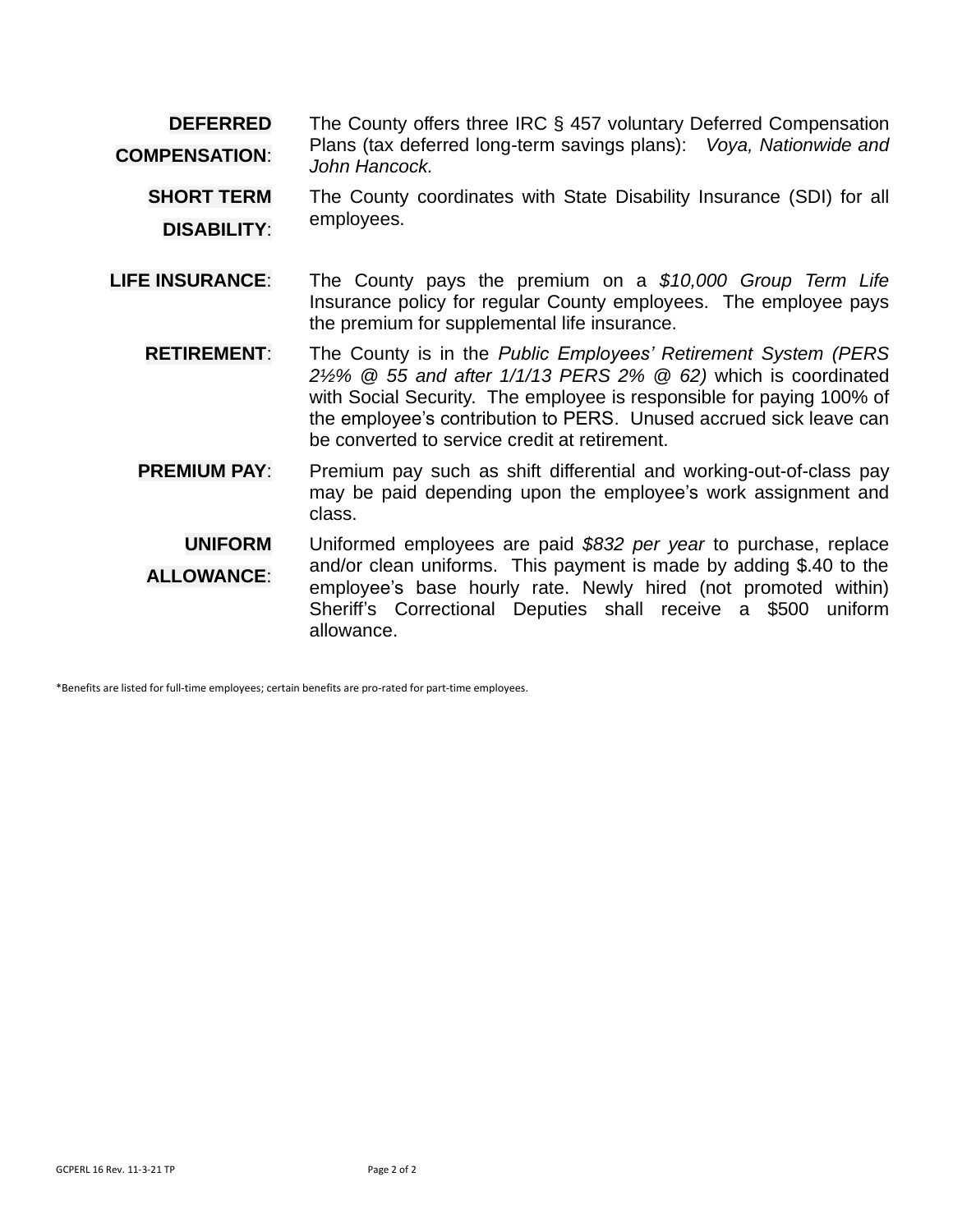**DEFERRED COMPENSATION**: The County offers three IRC § 457 voluntary Deferred Compensation Plans (tax deferred long-term savings plans): *Voya, Nationwide and John Hancock.*

**SHORT TERM DISABILITY**: The County coordinates with State Disability Insurance (SDI) for all employees.

**LIFE INSURANCE**: The County pays the premium on a *$10,000 Group Term Life* Insurance policy for regular County employees. The employee pays the premium for supplemental life insurance.

**RETIREMENT**: The County is in the *Public Employees' Retirement System (PERS 2½% @ 55 and after 1/1/13 PERS 2% @ 62)* which is coordinated with Social Security. The employee is responsible for paying 100% of the employee's contribution to PERS. Unused accrued sick leave can be converted to service credit at retirement.

**PREMIUM PAY**: Premium pay such as shift differential and working-out-of-class pay may be paid depending upon the employee's work assignment and class.

**UNIFORM ALLOWANCE**: Uniformed employees are paid *$832 per year* to purchase, replace and/or clean uniforms. This payment is made by adding $.40 to the employee's base hourly rate. Newly hired (not promoted within) Sheriff's Correctional Deputies shall receive a $500 uniform allowance.

*Benefits are listed for full-time employees; certain benefits are pro-rated for part-time employees.

GCPERL 16 Rev. 11-3-21 TP